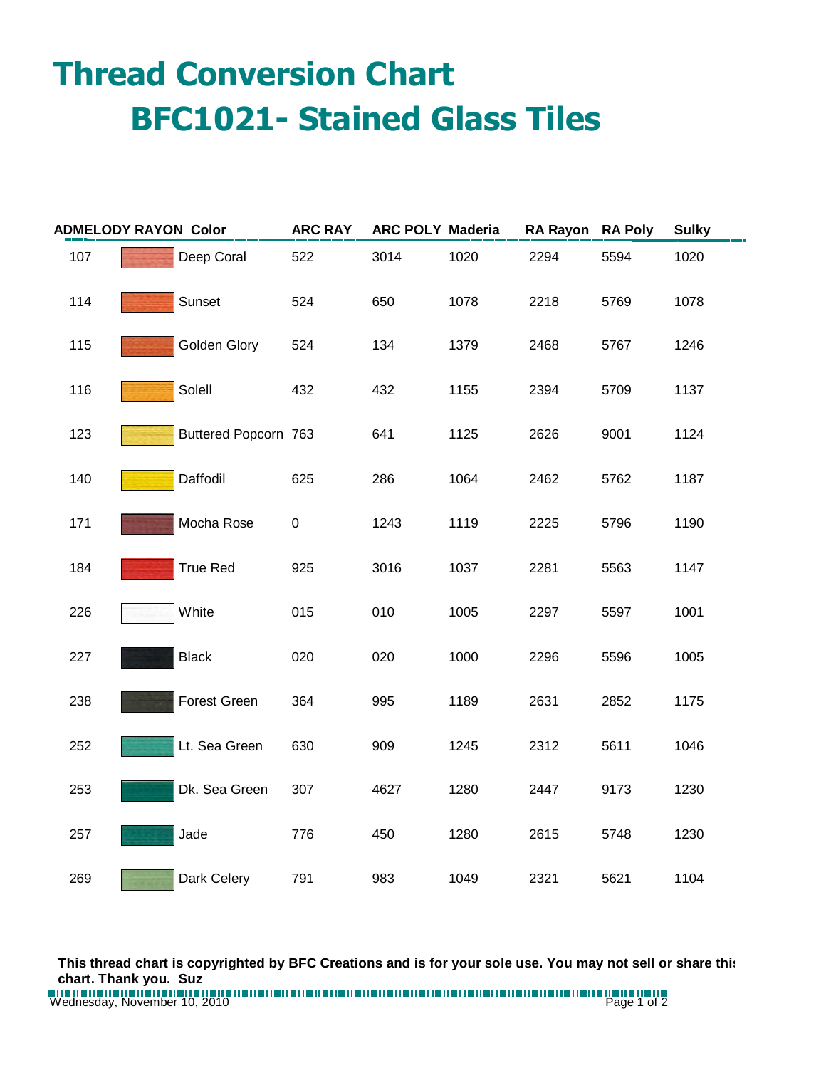# Thread Conversion Chart

## BFC1021- Stained Glass Tiles

| ADMELODY RAYON | Color | ARC RAY | ARC POLY | Maderia | RA Rayon | RA Poly | Sulky |
|---|---|---|---|---|---|---|---|
| 107 | Deep Coral | 522 | 3014 | 1020 | 2294 | 5594 | 1020 |
| 114 | Sunset | 524 | 650 | 1078 | 2218 | 5769 | 1078 |
| 115 | Golden Glory | 524 | 134 | 1379 | 2468 | 5767 | 1246 |
| 116 | Solell | 432 | 432 | 1155 | 2394 | 5709 | 1137 |
| 123 | Buttered Popcorn | 763 | 641 | 1125 | 2626 | 9001 | 1124 |
| 140 | Daffodil | 625 | 286 | 1064 | 2462 | 5762 | 1187 |
| 171 | Mocha Rose | 0 | 1243 | 1119 | 2225 | 5796 | 1190 |
| 184 | True Red | 925 | 3016 | 1037 | 2281 | 5563 | 1147 |
| 226 | White | 015 | 010 | 1005 | 2297 | 5597 | 1001 |
| 227 | Black | 020 | 020 | 1000 | 2296 | 5596 | 1005 |
| 238 | Forest Green | 364 | 995 | 1189 | 2631 | 2852 | 1175 |
| 252 | Lt. Sea Green | 630 | 909 | 1245 | 2312 | 5611 | 1046 |
| 253 | Dk. Sea Green | 307 | 4627 | 1280 | 2447 | 9173 | 1230 |
| 257 | Jade | 776 | 450 | 1280 | 2615 | 5748 | 1230 |
| 269 | Dark Celery | 791 | 983 | 1049 | 2321 | 5621 | 1104 |

**This thread chart is copyrighted by BFC Creations and is for your sole use. You may not sell or share this chart. Thank you. Suz**

Wednesday, November 10, 2010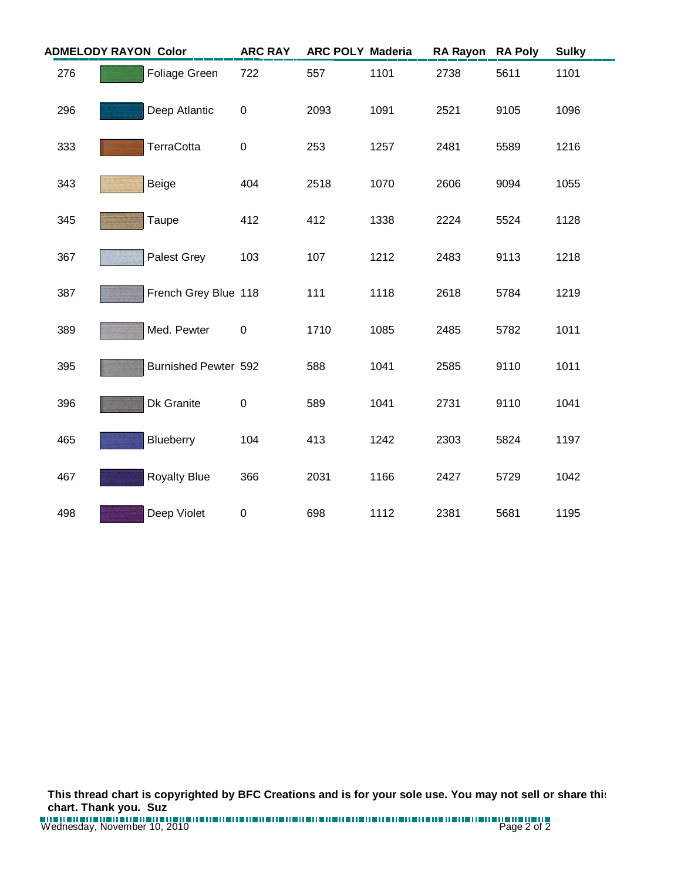| ADMELODY RAYON | | Color | ARC RAY | ARC POLY | Maderia | RA Rayon | RA Poly | Sulky |
|---|---|---|---|---|---|---|---|---|
| 276 | | Foliage Green | 722 | 557 | 1101 | 2738 | 5611 | 1101 |
| 296 | | Deep Atlantic | 0 | 2093 | 1091 | 2521 | 9105 | 1096 |
| 333 | | TerraCotta | 0 | 253 | 1257 | 2481 | 5589 | 1216 |
| 343 | | Beige | 404 | 2518 | 1070 | 2606 | 9094 | 1055 |
| 345 | | Taupe | 412 | 412 | 1338 | 2224 | 5524 | 1128 |
| 367 | | Palest Grey | 103 | 107 | 1212 | 2483 | 9113 | 1218 |
| 387 | | French Grey Blue | 118 | 111 | 1118 | 2618 | 5784 | 1219 |
| 389 | | Med. Pewter | 0 | 1710 | 1085 | 2485 | 5782 | 1011 |
| 395 | | Burnished Pewter | 592 | 588 | 1041 | 2585 | 9110 | 1011 |
| 396 | | Dk Granite | 0 | 589 | 1041 | 2731 | 9110 | 1041 |
| 465 | | Blueberry | 104 | 413 | 1242 | 2303 | 5824 | 1197 |
| 467 | | Royalty Blue | 366 | 2031 | 1166 | 2427 | 5729 | 1042 |
| 498 | | Deep Violet | 0 | 698 | 1112 | 2381 | 5681 | 1195 |

**This thread chart is copyrighted by BFC Creations and is for your sole use. You may not sell or share this chart. Thank you. Suz**

Wednesday, November 10, 2010